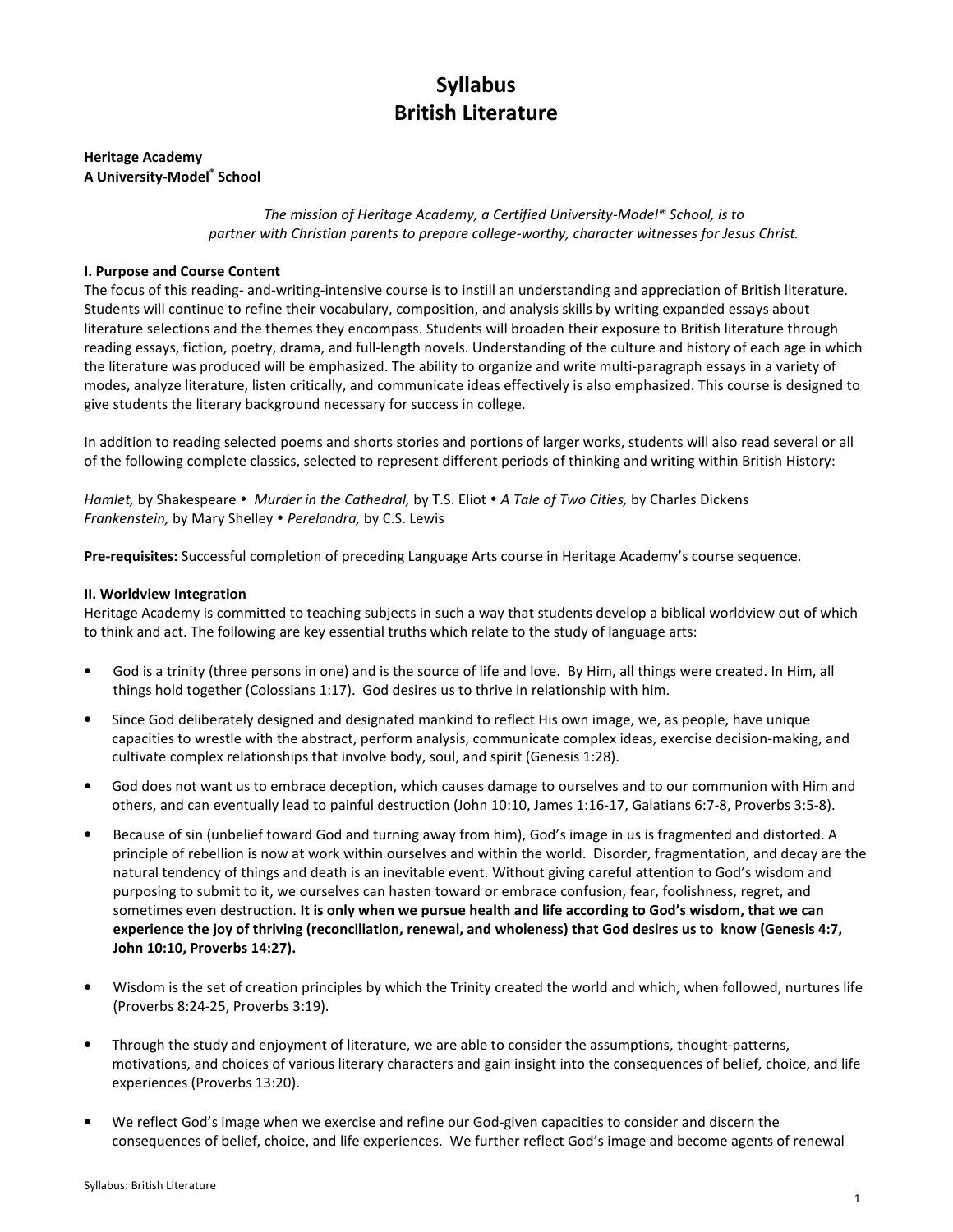# Syllabus
# British Literature

**Heritage Academy**
**A University-Model® School**

*The mission of Heritage Academy, a Certified University-Model® School, is to partner with Christian parents to prepare college-worthy, character witnesses for Jesus Christ.*

## I. Purpose and Course Content

The focus of this reading- and-writing-intensive course is to instill an understanding and appreciation of British literature. Students will continue to refine their vocabulary, composition, and analysis skills by writing expanded essays about literature selections and the themes they encompass. Students will broaden their exposure to British literature through reading essays, fiction, poetry, drama, and full-length novels. Understanding of the culture and history of each age in which the literature was produced will be emphasized. The ability to organize and write multi-paragraph essays in a variety of modes, analyze literature, listen critically, and communicate ideas effectively is also emphasized. This course is designed to give students the literary background necessary for success in college.

In addition to reading selected poems and shorts stories and portions of larger works, students will also read several or all of the following complete classics, selected to represent different periods of thinking and writing within British History:

*Hamlet,* by Shakespeare • *Murder in the Cathedral,* by T.S. Eliot • *A Tale of Two Cities,* by Charles Dickens
*Frankenstein,* by Mary Shelley • *Perelandra,* by C.S. Lewis

**Pre-requisites:** Successful completion of preceding Language Arts course in Heritage Academy's course sequence.

## II. Worldview Integration

Heritage Academy is committed to teaching subjects in such a way that students develop a biblical worldview out of which to think and act. The following are key essential truths which relate to the study of language arts:

- God is a trinity (three persons in one) and is the source of life and love. By Him, all things were created. In Him, all things hold together (Colossians 1:17). God desires us to thrive in relationship with him.
- Since God deliberately designed and designated mankind to reflect His own image, we, as people, have unique capacities to wrestle with the abstract, perform analysis, communicate complex ideas, exercise decision-making, and cultivate complex relationships that involve body, soul, and spirit (Genesis 1:28).
- God does not want us to embrace deception, which causes damage to ourselves and to our communion with Him and others, and can eventually lead to painful destruction (John 10:10, James 1:16-17, Galatians 6:7-8, Proverbs 3:5-8).
- Because of sin (unbelief toward God and turning away from him), God's image in us is fragmented and distorted. A principle of rebellion is now at work within ourselves and within the world. Disorder, fragmentation, and decay are the natural tendency of things and death is an inevitable event. Without giving careful attention to God's wisdom and purposing to submit to it, we ourselves can hasten toward or embrace confusion, fear, foolishness, regret, and sometimes even destruction. **It is only when we pursue health and life according to God's wisdom, that we can experience the joy of thriving (reconciliation, renewal, and wholeness) that God desires us to know (Genesis 4:7, John 10:10, Proverbs 14:27).**
- Wisdom is the set of creation principles by which the Trinity created the world and which, when followed, nurtures life (Proverbs 8:24-25, Proverbs 3:19).
- Through the study and enjoyment of literature, we are able to consider the assumptions, thought-patterns, motivations, and choices of various literary characters and gain insight into the consequences of belief, choice, and life experiences (Proverbs 13:20).
- We reflect God's image when we exercise and refine our God-given capacities to consider and discern the consequences of belief, choice, and life experiences. We further reflect God's image and become agents of renewal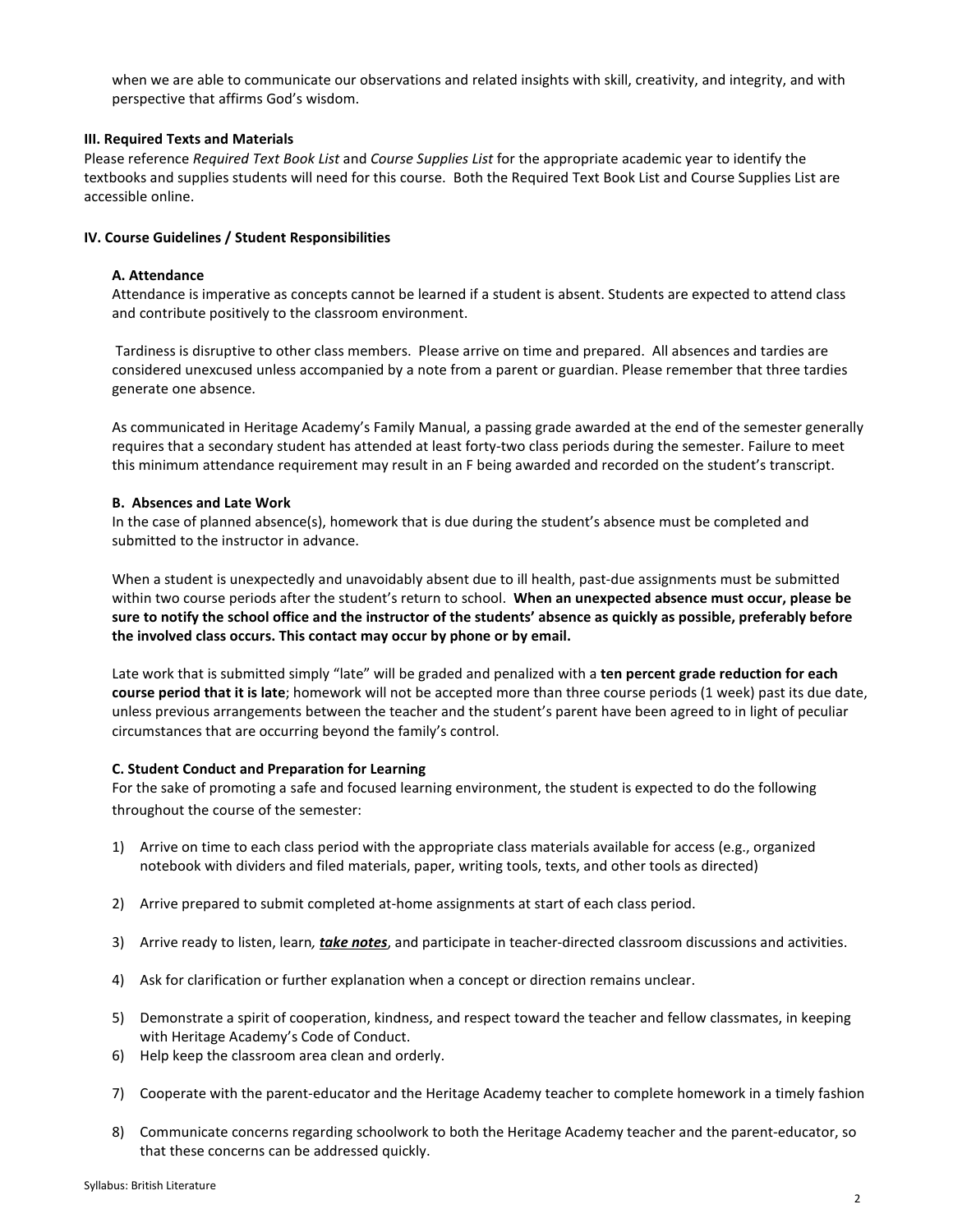when we are able to communicate our observations and related insights with skill, creativity, and integrity, and with perspective that affirms God's wisdom.

### III. Required Texts and Materials

Please reference *Required Text Book List* and *Course Supplies List* for the appropriate academic year to identify the textbooks and supplies students will need for this course. Both the Required Text Book List and Course Supplies List are accessible online.

### IV. Course Guidelines / Student Responsibilities

#### A. Attendance

Attendance is imperative as concepts cannot be learned if a student is absent. Students are expected to attend class and contribute positively to the classroom environment.

Tardiness is disruptive to other class members. Please arrive on time and prepared. All absences and tardies are considered unexcused unless accompanied by a note from a parent or guardian. Please remember that three tardies generate one absence.

As communicated in Heritage Academy's Family Manual, a passing grade awarded at the end of the semester generally requires that a secondary student has attended at least forty-two class periods during the semester. Failure to meet this minimum attendance requirement may result in an F being awarded and recorded on the student's transcript.

#### B. Absences and Late Work

In the case of planned absence(s), homework that is due during the student's absence must be completed and submitted to the instructor in advance.

When a student is unexpectedly and unavoidably absent due to ill health, past-due assignments must be submitted within two course periods after the student's return to school. **When an unexpected absence must occur, please be sure to notify the school office and the instructor of the students' absence as quickly as possible, preferably before the involved class occurs. This contact may occur by phone or by email.**

Late work that is submitted simply "late" will be graded and penalized with a **ten percent grade reduction for each course period that it is late**; homework will not be accepted more than three course periods (1 week) past its due date, unless previous arrangements between the teacher and the student's parent have been agreed to in light of peculiar circumstances that are occurring beyond the family's control.

#### C. Student Conduct and Preparation for Learning

For the sake of promoting a safe and focused learning environment, the student is expected to do the following throughout the course of the semester:

1) Arrive on time to each class period with the appropriate class materials available for access (e.g., organized notebook with dividers and filed materials, paper, writing tools, texts, and other tools as directed)

2) Arrive prepared to submit completed at-home assignments at start of each class period.

3) Arrive ready to listen, learn, ***take notes***, and participate in teacher-directed classroom discussions and activities.

4) Ask for clarification or further explanation when a concept or direction remains unclear.

5) Demonstrate a spirit of cooperation, kindness, and respect toward the teacher and fellow classmates, in keeping with Heritage Academy's Code of Conduct.
6) Help keep the classroom area clean and orderly.

7) Cooperate with the parent-educator and the Heritage Academy teacher to complete homework in a timely fashion

8) Communicate concerns regarding schoolwork to both the Heritage Academy teacher and the parent-educator, so that these concerns can be addressed quickly.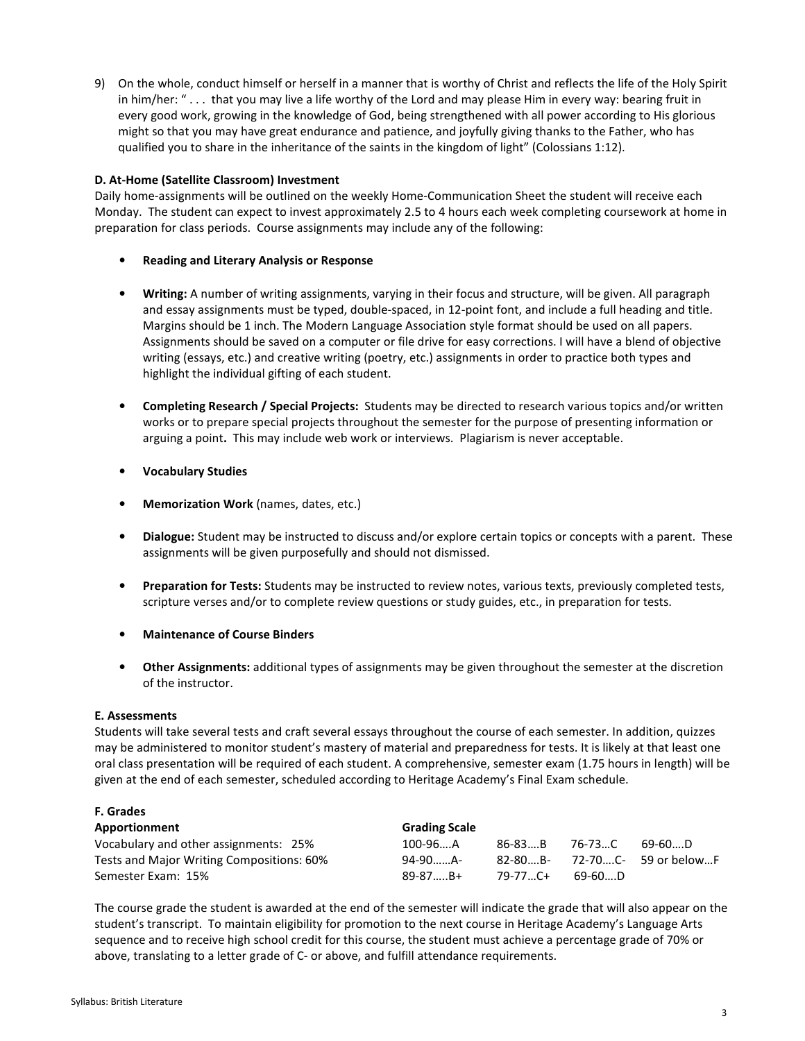9) On the whole, conduct himself or herself in a manner that is worthy of Christ and reflects the life of the Holy Spirit in him/her: " . . . that you may live a life worthy of the Lord and may please Him in every way: bearing fruit in every good work, growing in the knowledge of God, being strengthened with all power according to His glorious might so that you may have great endurance and patience, and joyfully giving thanks to the Father, who has qualified you to share in the inheritance of the saints in the kingdom of light" (Colossians 1:12).

**D. At-Home (Satellite Classroom) Investment**

Daily home-assignments will be outlined on the weekly Home-Communication Sheet the student will receive each Monday. The student can expect to invest approximately 2.5 to 4 hours each week completing coursework at home in preparation for class periods. Course assignments may include any of the following:

- **Reading and Literary Analysis or Response**
- **Writing:** A number of writing assignments, varying in their focus and structure, will be given. All paragraph and essay assignments must be typed, double-spaced, in 12-point font, and include a full heading and title. Margins should be 1 inch. The Modern Language Association style format should be used on all papers. Assignments should be saved on a computer or file drive for easy corrections. I will have a blend of objective writing (essays, etc.) and creative writing (poetry, etc.) assignments in order to practice both types and highlight the individual gifting of each student.
- **Completing Research / Special Projects:** Students may be directed to research various topics and/or written works or to prepare special projects throughout the semester for the purpose of presenting information or arguing a point**.** This may include web work or interviews. Plagiarism is never acceptable.
- **Vocabulary Studies**
- **Memorization Work** (names, dates, etc.)
- **Dialogue:** Student may be instructed to discuss and/or explore certain topics or concepts with a parent. These assignments will be given purposefully and should not dismissed.
- **Preparation for Tests:** Students may be instructed to review notes, various texts, previously completed tests, scripture verses and/or to complete review questions or study guides, etc., in preparation for tests.
- **Maintenance of Course Binders**
- **Other Assignments:** additional types of assignments may be given throughout the semester at the discretion of the instructor.

**E. Assessments**

Students will take several tests and craft several essays throughout the course of each semester. In addition, quizzes may be administered to monitor student's mastery of material and preparedness for tests. It is likely at that least one oral class presentation will be required of each student. A comprehensive, semester exam (1.75 hours in length) will be given at the end of each semester, scheduled according to Heritage Academy's Final Exam schedule.

**F. Grades**

| **Apportionment** | **Grading Scale** | | | |
|---|---|---|---|---|
| Vocabulary and other assignments: 25% | 100-96….A | 86-83….B | 76-73…C | 69-60….D |
| Tests and Major Writing Compositions: 60% | 94-90……A- | 82-80….B- | 72-70….C- | 59 or below…F |
| Semester Exam: 15% | 89-87…..B+ | 79-77…C+ | 69-60….D | |

The course grade the student is awarded at the end of the semester will indicate the grade that will also appear on the student's transcript. To maintain eligibility for promotion to the next course in Heritage Academy's Language Arts sequence and to receive high school credit for this course, the student must achieve a percentage grade of 70% or above, translating to a letter grade of C- or above, and fulfill attendance requirements.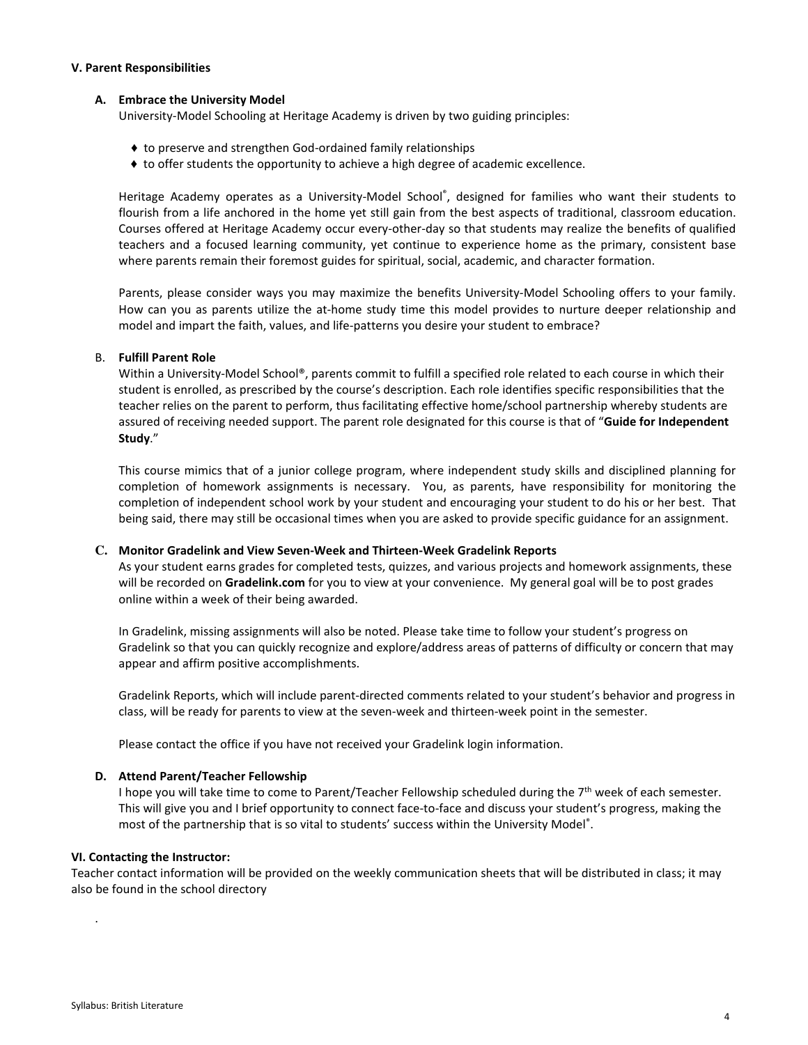### V. Parent Responsibilities

#### A. Embrace the University Model

University-Model Schooling at Heritage Academy is driven by two guiding principles:

- ♦ to preserve and strengthen God-ordained family relationships
- ♦ to offer students the opportunity to achieve a high degree of academic excellence.

Heritage Academy operates as a University-Model School®, designed for families who want their students to flourish from a life anchored in the home yet still gain from the best aspects of traditional, classroom education. Courses offered at Heritage Academy occur every-other-day so that students may realize the benefits of qualified teachers and a focused learning community, yet continue to experience home as the primary, consistent base where parents remain their foremost guides for spiritual, social, academic, and character formation.

Parents, please consider ways you may maximize the benefits University-Model Schooling offers to your family. How can you as parents utilize the at-home study time this model provides to nurture deeper relationship and model and impart the faith, values, and life-patterns you desire your student to embrace?

#### B. Fulfill Parent Role

Within a University-Model School®, parents commit to fulfill a specified role related to each course in which their student is enrolled, as prescribed by the course's description. Each role identifies specific responsibilities that the teacher relies on the parent to perform, thus facilitating effective home/school partnership whereby students are assured of receiving needed support. The parent role designated for this course is that of "**Guide for Independent Study**."

This course mimics that of a junior college program, where independent study skills and disciplined planning for completion of homework assignments is necessary. You, as parents, have responsibility for monitoring the completion of independent school work by your student and encouraging your student to do his or her best. That being said, there may still be occasional times when you are asked to provide specific guidance for an assignment.

#### C. Monitor Gradelink and View Seven-Week and Thirteen-Week Gradelink Reports

As your student earns grades for completed tests, quizzes, and various projects and homework assignments, these will be recorded on **Gradelink.com** for you to view at your convenience. My general goal will be to post grades online within a week of their being awarded.

In Gradelink, missing assignments will also be noted. Please take time to follow your student's progress on Gradelink so that you can quickly recognize and explore/address areas of patterns of difficulty or concern that may appear and affirm positive accomplishments.

Gradelink Reports, which will include parent-directed comments related to your student's behavior and progress in class, will be ready for parents to view at the seven-week and thirteen-week point in the semester.

Please contact the office if you have not received your Gradelink login information.

#### D. Attend Parent/Teacher Fellowship

I hope you will take time to come to Parent/Teacher Fellowship scheduled during the 7th week of each semester. This will give you and I brief opportunity to connect face-to-face and discuss your student's progress, making the most of the partnership that is so vital to students' success within the University Model®.

### VI. Contacting the Instructor:

Teacher contact information will be provided on the weekly communication sheets that will be distributed in class; it may also be found in the school directory

.